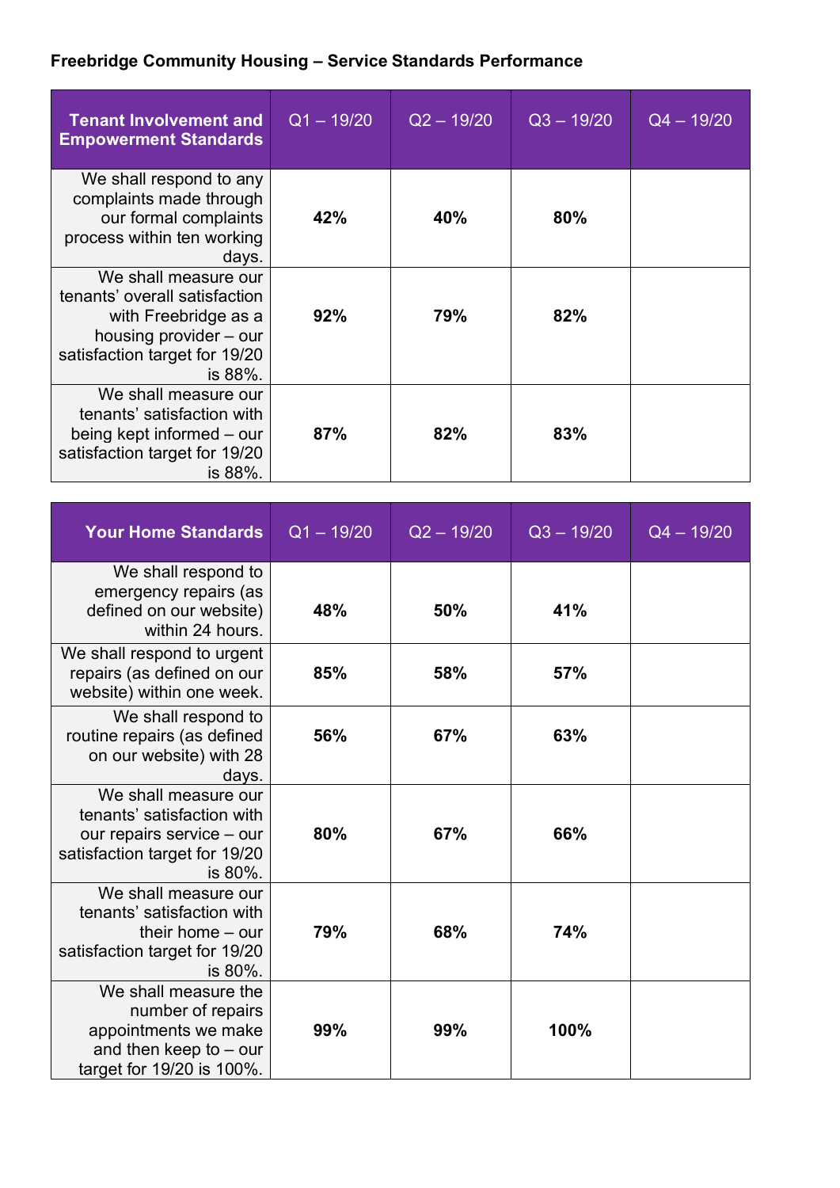**Freebridge Community Housing – Service Standards Performance**

| Tenant Involvement and Empowerment Standards | Q1 – 19/20 | Q2 – 19/20 | Q3 – 19/20 | Q4 – 19/20 |
|---|---|---|---|---|
| We shall respond to any complaints made through our formal complaints process within ten working days. | **42%** | **40%** | **80%** | |
| We shall measure our tenants' overall satisfaction with Freebridge as a housing provider – our satisfaction target for 19/20 is 88%. | **92%** | **79%** | **82%** | |
| We shall measure our tenants' satisfaction with being kept informed – our satisfaction target for 19/20 is 88%. | **87%** | **82%** | **83%** | |

| Your Home Standards | Q1 – 19/20 | Q2 – 19/20 | Q3 – 19/20 | Q4 – 19/20 |
|---|---|---|---|---|
| We shall respond to emergency repairs (as defined on our website) within 24 hours. | **48%** | **50%** | **41%** | |
| We shall respond to urgent repairs (as defined on our website) within one week. | **85%** | **58%** | **57%** | |
| We shall respond to routine repairs (as defined on our website) with 28 days. | **56%** | **67%** | **63%** | |
| We shall measure our tenants' satisfaction with our repairs service – our satisfaction target for 19/20 is 80%. | **80%** | **67%** | **66%** | |
| We shall measure our tenants' satisfaction with their home – our satisfaction target for 19/20 is 80%. | **79%** | **68%** | **74%** | |
| We shall measure the number of repairs appointments we make and then keep to – our target for 19/20 is 100%. | **99%** | **99%** | **100%** | |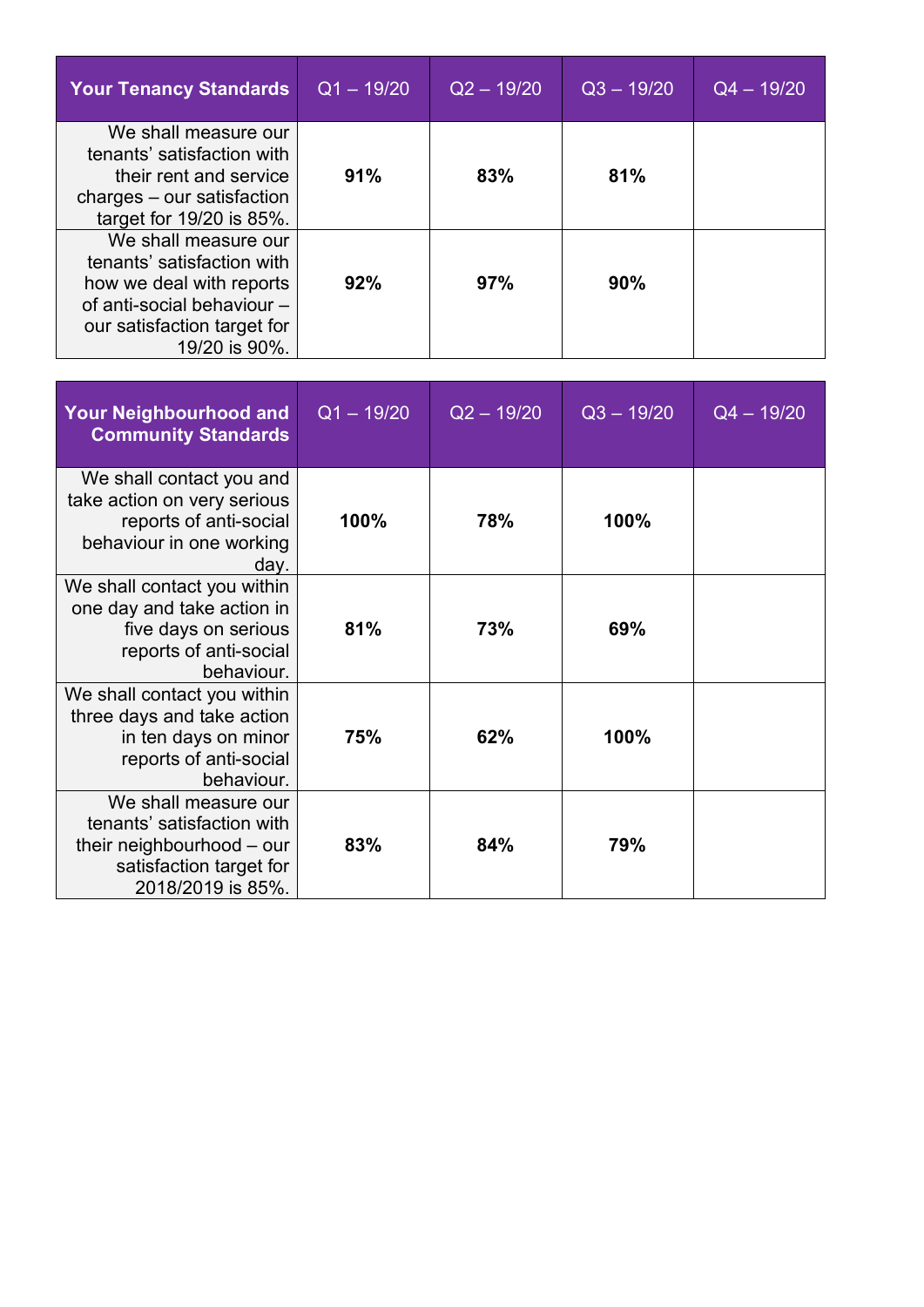| Your Tenancy Standards | Q1 – 19/20 | Q2 – 19/20 | Q3 – 19/20 | Q4 – 19/20 |
|---|---|---|---|---|
| We shall measure our tenants' satisfaction with their rent and service charges – our satisfaction target for 19/20 is 85%. | **91%** | **83%** | **81%** | |
| We shall measure our tenants' satisfaction with how we deal with reports of anti-social behaviour – our satisfaction target for 19/20 is 90%. | **92%** | **97%** | **90%** | |

| Your Neighbourhood and Community Standards | Q1 – 19/20 | Q2 – 19/20 | Q3 – 19/20 | Q4 – 19/20 |
|---|---|---|---|---|
| We shall contact you and take action on very serious reports of anti-social behaviour in one working day. | **100%** | **78%** | **100%** | |
| We shall contact you within one day and take action in five days on serious reports of anti-social behaviour. | **81%** | **73%** | **69%** | |
| We shall contact you within three days and take action in ten days on minor reports of anti-social behaviour. | **75%** | **62%** | **100%** | |
| We shall measure our tenants' satisfaction with their neighbourhood – our satisfaction target for 2018/2019 is 85%. | **83%** | **84%** | **79%** | |